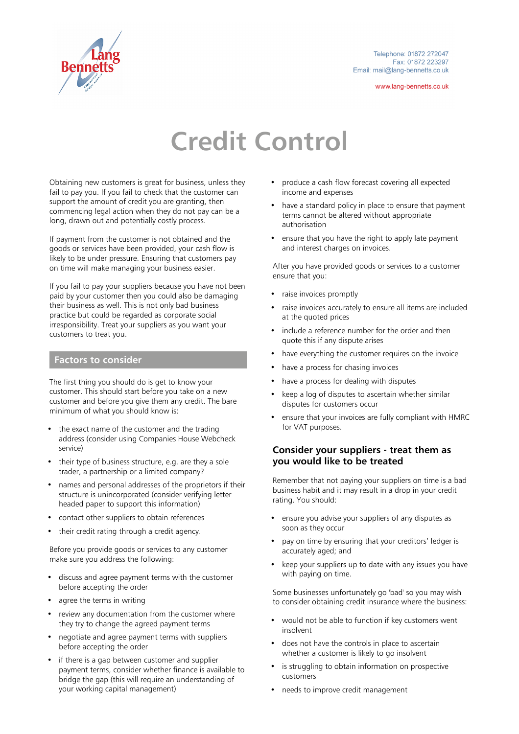Telephone: 01872 272047
Fax: 01872 223297
Email: mail@lang-bennetts.co.uk

www.lang-bennetts.co.uk

# Credit Control

Obtaining new customers is great for business, unless they fail to pay you. If you fail to check that the customer can support the amount of credit you are granting, then commencing legal action when they do not pay can be a long, drawn out and potentially costly process.

If payment from the customer is not obtained and the goods or services have been provided, your cash flow is likely to be under pressure. Ensuring that customers pay on time will make managing your business easier.

If you fail to pay your suppliers because you have not been paid by your customer then you could also be damaging their business as well. This is not only bad business practice but could be regarded as corporate social irresponsibility. Treat your suppliers as you want your customers to treat you.

## Factors to consider

The first thing you should do is get to know your customer. This should start before you take on a new customer and before you give them any credit. The bare minimum of what you should know is:

- the exact name of the customer and the trading address (consider using Companies House Webcheck service)
- their type of business structure, e.g. are they a sole trader, a partnership or a limited company?
- names and personal addresses of the proprietors if their structure is unincorporated (consider verifying letter headed paper to support this information)
- contact other suppliers to obtain references
- their credit rating through a credit agency.

Before you provide goods or services to any customer make sure you address the following:

- discuss and agree payment terms with the customer before accepting the order
- agree the terms in writing
- review any documentation from the customer where they try to change the agreed payment terms
- negotiate and agree payment terms with suppliers before accepting the order
- if there is a gap between customer and supplier payment terms, consider whether finance is available to bridge the gap (this will require an understanding of your working capital management)
- produce a cash flow forecast covering all expected income and expenses
- have a standard policy in place to ensure that payment terms cannot be altered without appropriate authorisation
- ensure that you have the right to apply late payment and interest charges on invoices.

After you have provided goods or services to a customer ensure that you:

- raise invoices promptly
- raise invoices accurately to ensure all items are included at the quoted prices
- include a reference number for the order and then quote this if any dispute arises
- have everything the customer requires on the invoice
- have a process for chasing invoices
- have a process for dealing with disputes
- keep a log of disputes to ascertain whether similar disputes for customers occur
- ensure that your invoices are fully compliant with HMRC for VAT purposes.

### Consider your suppliers - treat them as you would like to be treated

Remember that not paying your suppliers on time is a bad business habit and it may result in a drop in your credit rating. You should:

- ensure you advise your suppliers of any disputes as soon as they occur
- pay on time by ensuring that your creditors' ledger is accurately aged; and
- keep your suppliers up to date with any issues you have with paying on time.

Some businesses unfortunately go 'bad' so you may wish to consider obtaining credit insurance where the business:

- would not be able to function if key customers went insolvent
- does not have the controls in place to ascertain whether a customer is likely to go insolvent
- is struggling to obtain information on prospective customers
- needs to improve credit management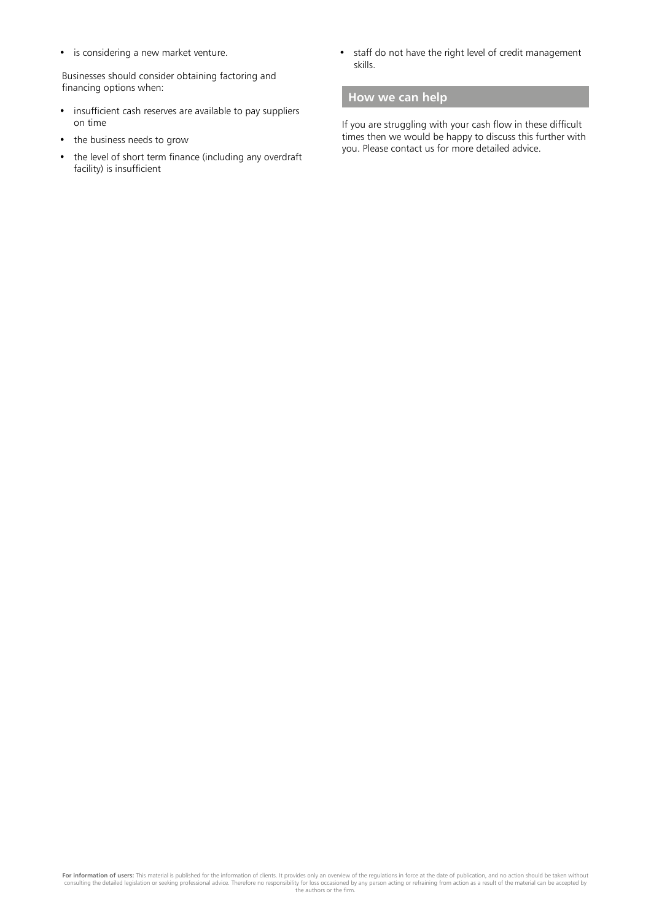- is considering a new market venture.

Businesses should consider obtaining factoring and financing options when:

- insufficient cash reserves are available to pay suppliers on time
- the business needs to grow
- the level of short term finance (including any overdraft facility) is insufficient
- staff do not have the right level of credit management skills.

## How we can help

If you are struggling with your cash flow in these difficult times then we would be happy to discuss this further with you. Please contact us for more detailed advice.

**For information of users:** This material is published for the information of clients. It provides only an overview of the regulations in force at the date of publication, and no action should be taken without consulting the detailed legislation or seeking professional advice. Therefore no responsibility for loss occasioned by any person acting or refraining from action as a result of the material can be accepted by the authors or the firm.